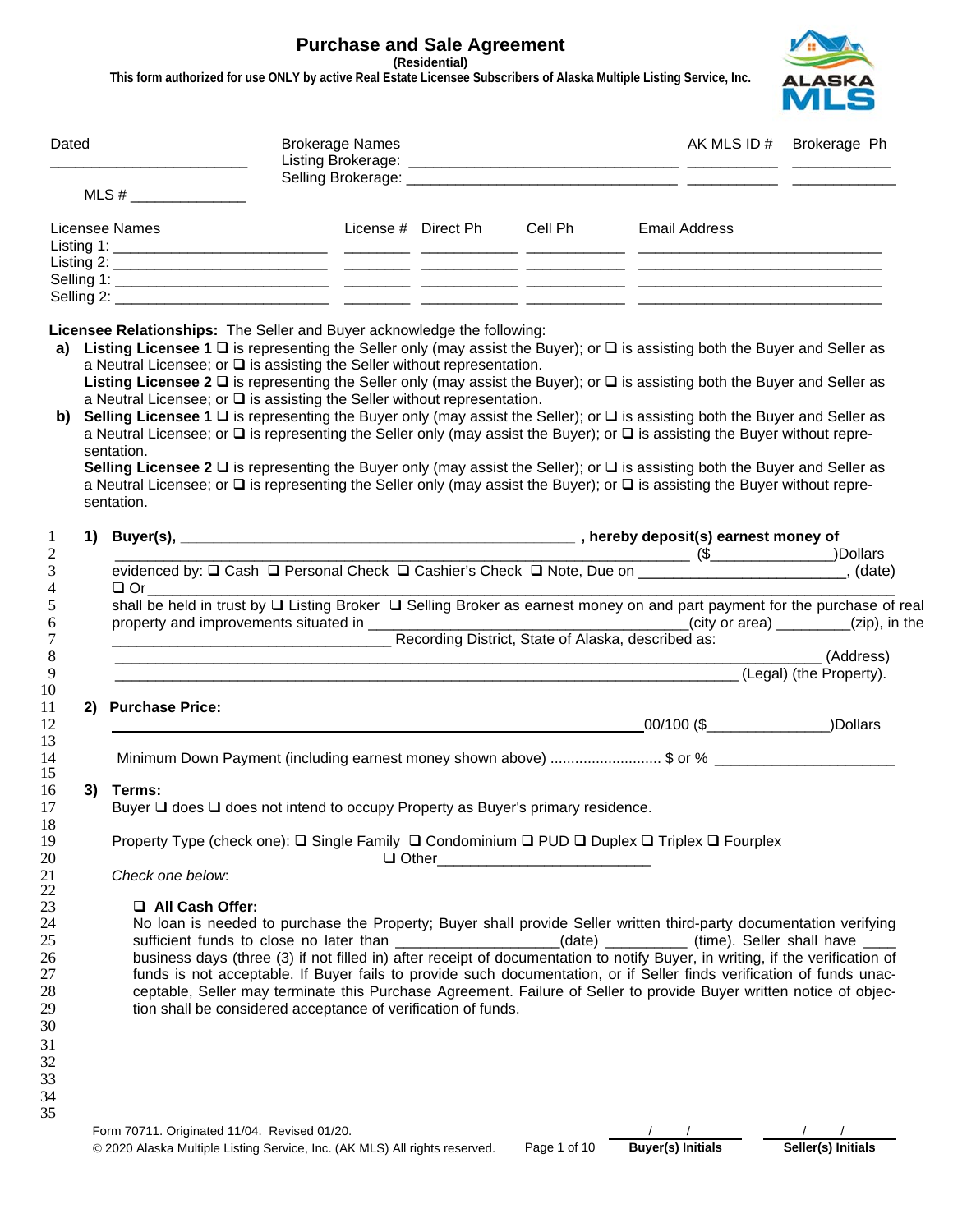# Purchase and Sale Agreement

**(Residential)**

**This form authorized for use ONLY by active Real Estate Licensee Subscribers of Alaska Multiple Listing Service, Inc.**

| Dated | Brokerage Names | AK MLS ID # | Brokerage Ph |
|---|---|---|---|
| ______________________ | Listing Brokerage: ______________________________ | __________ | ___________ |
| MLS # _____________ | Selling Brokerage: ______________________________ | __________ | ___________ |

| Licensee Names | License # | Direct Ph | Cell Ph | Email Address |
|---|---|---|---|---|
| Listing 1: ________________________ | _______ | ___________ | ___________ | ___________________________ |
| Listing 2: ________________________ | _______ | ___________ | ___________ | ___________________________ |
| Selling 1: ________________________ | _______ | ___________ | ___________ | ___________________________ |
| Selling 2: ________________________ | _______ | ___________ | ___________ | ___________________________ |

**Licensee Relationships:** The Seller and Buyer acknowledge the following:

**a)** **Listing Licensee 1** ❑ is representing the Seller only (may assist the Buyer); or ❑ is assisting both the Buyer and Seller as a Neutral Licensee; or ❑ is assisting the Seller without representation.
**Listing Licensee 2** ❑ is representing the Seller only (may assist the Buyer); or ❑ is assisting both the Buyer and Seller as a Neutral Licensee; or ❑ is assisting the Seller without representation.

**b)** **Selling Licensee 1** ❑ is representing the Buyer only (may assist the Seller); or ❑ is assisting both the Buyer and Seller as a Neutral Licensee; or ❑ is representing the Seller only (may assist the Buyer); or ❑ is assisting the Buyer without representation.
**Selling Licensee 2** ❑ is representing the Buyer only (may assist the Seller); or ❑ is assisting both the Buyer and Seller as a Neutral Licensee; or ❑ is representing the Seller only (may assist the Buyer); or ❑ is assisting the Buyer without representation.

1 **1) Buyer(s), ____________________________________________ , hereby deposit(s) earnest money of**
2 ____________________________________________________________________ ($______________)Dollars
3 evidenced by: ❑ Cash ❑ Personal Check ❑ Cashier's Check ❑ Note, Due on _______________________, (date)
4 ❑ Or ____________________________________________________________________________
5 shall be held in trust by ❑ Listing Broker ❑ Selling Broker as earnest money on and part payment for the purchase of real
6 property and improvements situated in ___________________________________(city or area) ________(zip), in the
7 _______________________________ Recording District, State of Alaska, described as:
8 ____________________________________________________________________________ (Address)
9 _________________________________________________________________________ (Legal) (the Property).
10
11 **2) Purchase Price:**
12 ____________________________________________________________00/100 ($______________)Dollars
13
14 Minimum Down Payment (including earnest money shown above) .......................... $ or % ____________________
15
16 **3) Terms:**
17 Buyer ❑ does ❑ does not intend to occupy Property as Buyer's primary residence.
18
19 Property Type (check one): ❑ Single Family ❑ Condominium ❑ PUD ❑ Duplex ❑ Triplex ❑ Fourplex
20 ❑ Other_________________________
21 *Check one below*:
22
23 ❑ **All Cash Offer:**
24 No loan is needed to purchase the Property; Buyer shall provide Seller written third-party documentation verifying
25 sufficient funds to close no later than __________________(date) _________ (time). Seller shall have ____
26 business days (three (3) if not filled in) after receipt of documentation to notify Buyer, in writing, if the verification of
27 funds is not acceptable. If Buyer fails to provide such documentation, or if Seller finds verification of funds unac-
28 ceptable, Seller may terminate this Purchase Agreement. Failure of Seller to provide Buyer written notice of objec-
29 tion shall be considered acceptance of verification of funds.
30
31
32
33
34
35

Form 70711. Originated 11/04. Revised 01/20.
© 2020 Alaska Multiple Listing Service, Inc. (AK MLS) All rights reserved.

| / / | / / |
|---|---|
| **Buyer(s) Initials** | **Seller(s) Initials** |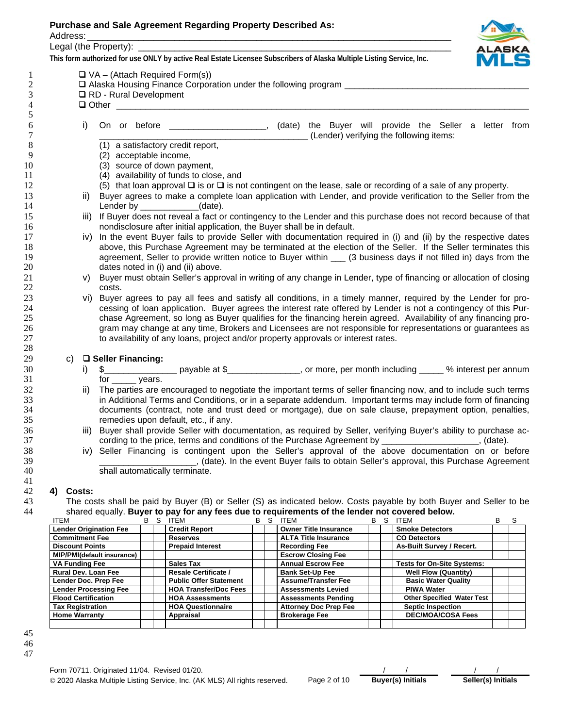**Purchase and Sale Agreement Regarding Property Described As:**

Address: ______________________________________________________________________

Legal (the Property): ______________________________________________________________

**This form authorized for use ONLY by active Real Estate Licensee Subscribers of Alaska Multiple Listing Service, Inc.**

- ❑ VA – (Attach Required Form(s))
- ❑ Alaska Housing Finance Corporation under the following program ____________________________________
- ❑ RD - Rural Development
- ❑ Other ________________________________________________________________________________

i) On or before ___________________, (date) the Buyer will provide the Seller a letter from ___________________________________ (Lender) verifying the following items:

(1) a satisfactory credit report,
(2) acceptable income,
(3) source of down payment,
(4) availability of funds to close, and
(5) that loan approval ❑ is or ❑ is not contingent on the lease, sale or recording of a sale of any property.

ii) Buyer agrees to make a complete loan application with Lender, and provide verification to the Seller from the Lender by ___________(date).

iii) If Buyer does not reveal a fact or contingency to the Lender and this purchase does not record because of that nondisclosure after initial application, the Buyer shall be in default.

iv) In the event Buyer fails to provide Seller with documentation required in (i) and (ii) by the respective dates above, this Purchase Agreement may be terminated at the election of the Seller. If the Seller terminates this agreement, Seller to provide written notice to Buyer within ___ (3 business days if not filled in) days from the dates noted in (i) and (ii) above.

v) Buyer must obtain Seller's approval in writing of any change in Lender, type of financing or allocation of closing costs.

vi) Buyer agrees to pay all fees and satisfy all conditions, in a timely manner, required by the Lender for processing of loan application. Buyer agrees the interest rate offered by Lender is not a contingency of this Purchase Agreement, so long as Buyer qualifies for the financing herein agreed. Availability of any financing program may change at any time, Brokers and Licensees are not responsible for representations or guarantees as to availability of any loans, project and/or property approvals or interest rates.

c) ❑ **Seller Financing:**

i) $______________ payable at $______________, or more, per month including _____ % interest per annum for _____ years.

ii) The parties are encouraged to negotiate the important terms of seller financing now, and to include such terms in Additional Terms and Conditions, or in a separate addendum. Important terms may include form of financing documents (contract, note and trust deed or mortgage), due on sale clause, prepayment option, penalties, remedies upon default, etc., if any.

iii) Buyer shall provide Seller with documentation, as required by Seller, verifying Buyer's ability to purchase according to the price, terms and conditions of the Purchase Agreement by ___________________, (date).

iv) Seller Financing is contingent upon the Seller's approval of the above documentation on or before ___________________, (date). In the event Buyer fails to obtain Seller's approval, this Purchase Agreement shall automatically terminate.

**4) Costs:**

The costs shall be paid by Buyer (B) or Seller (S) as indicated below. Costs payable by both Buyer and Seller to be shared equally. **Buyer to pay for any fees due to requirements of the lender not covered below.**

| ITEM | B | S | ITEM | B | S | ITEM | B | S | ITEM | B | S |
|---|---|---|---|---|---|---|---|---|---|---|---|
| **Lender Origination Fee** | | | **Credit Report** | | | **Owner Title Insurance** | | | **Smoke Detectors** | | |
| **Commitment Fee** | | | **Reserves** | | | **ALTA Title Insurance** | | | **CO Detectors** | | |
| **Discount Points** | | | **Prepaid Interest** | | | **Recording Fee** | | | **As-Built Survey / Recert.** | | |
| **MIP/PMI(default insurance)** | | | | | | **Escrow Closing Fee** | | | | | |
| **VA Funding Fee** | | | **Sales Tax** | | | **Annual Escrow Fee** | | | **Tests for On-Site Systems:** | | |
| **Rural Dev. Loan Fee** | | | **Resale Certificate /** | | | **Bank Set-Up Fee** | | | **Well Flow (Quantity)** | | |
| **Lender Doc. Prep Fee** | | | **Public Offer Statement** | | | **Assume/Transfer Fee** | | | **Basic Water Quality** | | |
| **Lender Processing Fee** | | | **HOA Transfer/Doc Fees** | | | **Assessments Levied** | | | **PIWA Water** | | |
| **Flood Certification** | | | **HOA Assessments** | | | **Assessments Pending** | | | **Other Specified Water Test** | | |
| **Tax Registration** | | | **HOA Questionnaire** | | | **Attorney Doc Prep Fee** | | | **Septic Inspection** | | |
| **Home Warranty** | | | **Appraisal** | | | **Brokerage Fee** | | | **DEC/MOA/COSA Fees** | | |
| | | | | | | | | | | | |

Form 70711. Originated 11/04. Revised 01/20.
© 2020 Alaska Multiple Listing Service, Inc. (AK MLS) All rights reserved.

___/___/___ Buyer(s) Initials    ___/___/___ Seller(s) Initials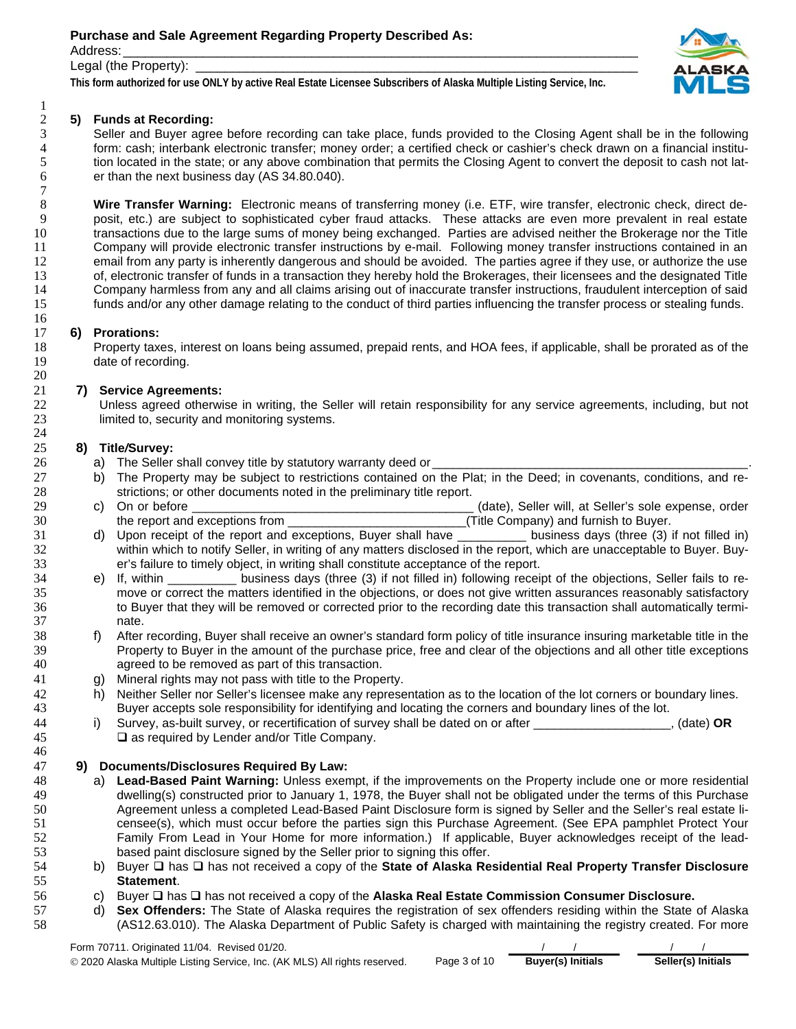**5) Funds at Recording:**

Seller and Buyer agree before recording can take place, funds provided to the Closing Agent shall be in the following form: cash; interbank electronic transfer; money order; a certified check or cashier's check drawn on a financial institution located in the state; or any above combination that permits the Closing Agent to convert the deposit to cash not later than the next business day (AS 34.80.040).

**Wire Transfer Warning:** Electronic means of transferring money (i.e. ETF, wire transfer, electronic check, direct deposit, etc.) are subject to sophisticated cyber fraud attacks. These attacks are even more prevalent in real estate transactions due to the large sums of money being exchanged. Parties are advised neither the Brokerage nor the Title Company will provide electronic transfer instructions by e-mail. Following money transfer instructions contained in an email from any party is inherently dangerous and should be avoided. The parties agree if they use, or authorize the use of, electronic transfer of funds in a transaction they hereby hold the Brokerages, their licensees and the designated Title Company harmless from any and all claims arising out of inaccurate transfer instructions, fraudulent interception of said funds and/or any other damage relating to the conduct of third parties influencing the transfer process or stealing funds.

**6) Prorations:**

Property taxes, interest on loans being assumed, prepaid rents, and HOA fees, if applicable, shall be prorated as of the date of recording.

**7) Service Agreements:**

Unless agreed otherwise in writing, the Seller will retain responsibility for any service agreements, including, but not limited to, security and monitoring systems.

**8) Title/Survey:**

a) The Seller shall convey title by statutory warranty deed or _______________________________________________.

b) The Property may be subject to restrictions contained on the Plat; in the Deed; in covenants, conditions, and restrictions; or other documents noted in the preliminary title report.

c) On or before __________________________________________ (date), Seller will, at Seller's sole expense, order the report and exceptions from __________________________(Title Company) and furnish to Buyer.

d) Upon receipt of the report and exceptions, Buyer shall have __________ business days (three (3) if not filled in) within which to notify Seller, in writing of any matters disclosed in the report, which are unacceptable to Buyer. Buyer's failure to timely object, in writing shall constitute acceptance of the report.

e) If, within __________ business days (three (3) if not filled in) following receipt of the objections, Seller fails to remove or correct the matters identified in the objections, or does not give written assurances reasonably satisfactory to Buyer that they will be removed or corrected prior to the recording date this transaction shall automatically terminate.

f) After recording, Buyer shall receive an owner's standard form policy of title insurance insuring marketable title in the Property to Buyer in the amount of the purchase price, free and clear of the objections and all other title exceptions agreed to be removed as part of this transaction.

g) Mineral rights may not pass with title to the Property.

h) Neither Seller nor Seller's licensee make any representation as to the location of the lot corners or boundary lines. Buyer accepts sole responsibility for identifying and locating the corners and boundary lines of the lot.

i) Survey, as-built survey, or recertification of survey shall be dated on or after ____________________, (date) **OR** ❑ as required by Lender and/or Title Company.

**9) Documents/Disclosures Required By Law:**

a) **Lead-Based Paint Warning:** Unless exempt, if the improvements on the Property include one or more residential dwelling(s) constructed prior to January 1, 1978, the Buyer shall not be obligated under the terms of this Purchase Agreement unless a completed Lead-Based Paint Disclosure form is signed by Seller and the Seller's real estate licensee(s), which must occur before the parties sign this Purchase Agreement. (See EPA pamphlet Protect Your Family From Lead in Your Home for more information.) If applicable, Buyer acknowledges receipt of the lead-based paint disclosure signed by the Seller prior to signing this offer.

b) Buyer ❑ has ❑ has not received a copy of the **State of Alaska Residential Real Property Transfer Disclosure Statement**.

c) Buyer ❑ has ❑ has not received a copy of the **Alaska Real Estate Commission Consumer Disclosure.**

d) **Sex Offenders:** The State of Alaska requires the registration of sex offenders residing within the State of Alaska (AS12.63.010). The Alaska Department of Public Safety is charged with maintaining the registry created. For more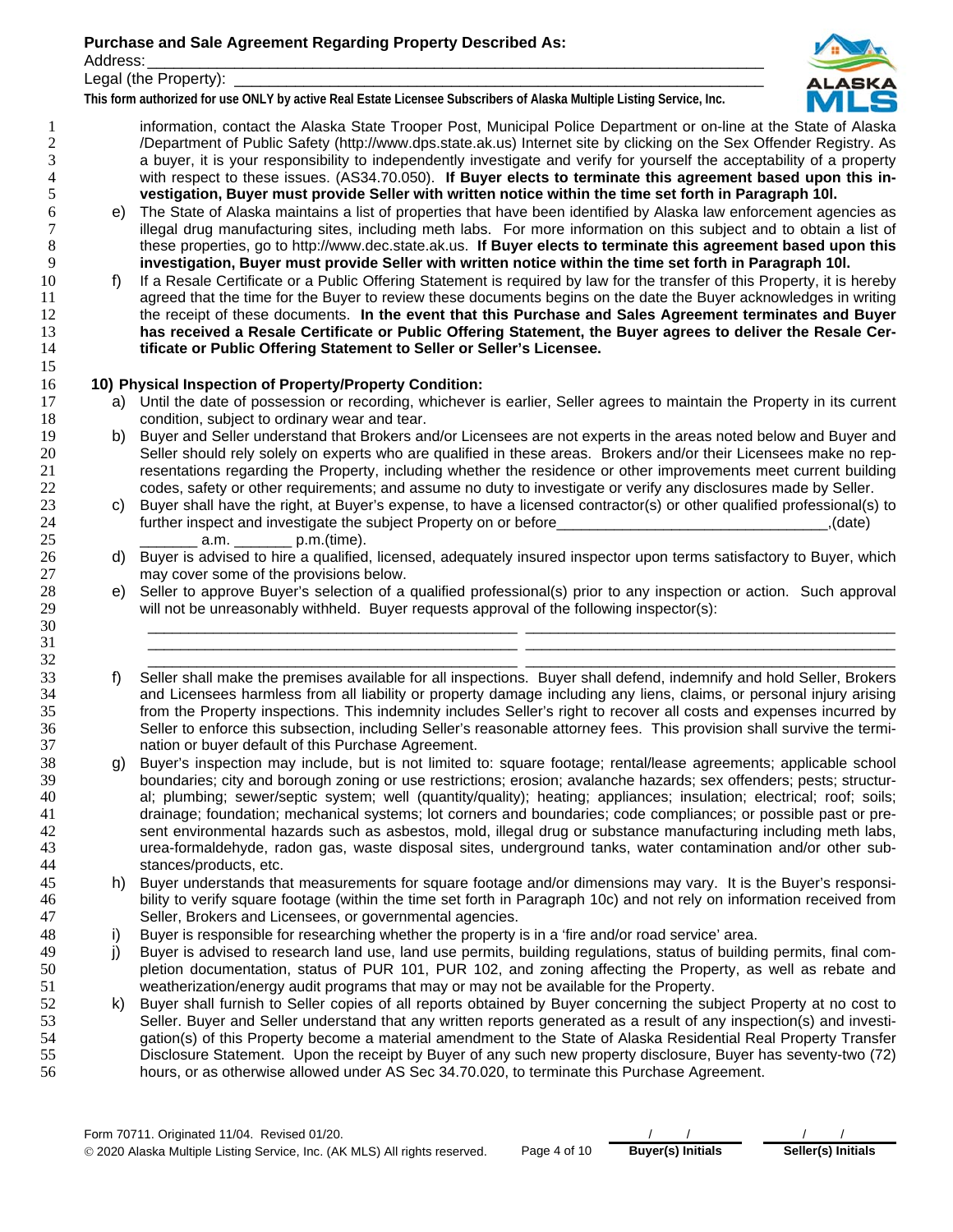information, contact the Alaska State Trooper Post, Municipal Police Department or on-line at the State of Alaska /Department of Public Safety (http://www.dps.state.ak.us) Internet site by clicking on the Sex Offender Registry. As a buyer, it is your responsibility to independently investigate and verify for yourself the acceptability of a property with respect to these issues. (AS34.70.050). **If Buyer elects to terminate this agreement based upon this investigation, Buyer must provide Seller with written notice within the time set forth in Paragraph 10l.**

e) The State of Alaska maintains a list of properties that have been identified by Alaska law enforcement agencies as illegal drug manufacturing sites, including meth labs. For more information on this subject and to obtain a list of these properties, go to http://www.dec.state.ak.us. **If Buyer elects to terminate this agreement based upon this investigation, Buyer must provide Seller with written notice within the time set forth in Paragraph 10l.**

f) If a Resale Certificate or a Public Offering Statement is required by law for the transfer of this Property, it is hereby agreed that the time for the Buyer to review these documents begins on the date the Buyer acknowledges in writing the receipt of these documents. **In the event that this Purchase and Sales Agreement terminates and Buyer has received a Resale Certificate or Public Offering Statement, the Buyer agrees to deliver the Resale Certificate or Public Offering Statement to Seller or Seller's Licensee.**

**10) Physical Inspection of Property/Property Condition:**

a) Until the date of possession or recording, whichever is earlier, Seller agrees to maintain the Property in its current condition, subject to ordinary wear and tear.

b) Buyer and Seller understand that Brokers and/or Licensees are not experts in the areas noted below and Buyer and Seller should rely solely on experts who are qualified in these areas. Brokers and/or their Licensees make no representations regarding the Property, including whether the residence or other improvements meet current building codes, safety or other requirements; and assume no duty to investigate or verify any disclosures made by Seller.

c) Buyer shall have the right, at Buyer's expense, to have a licensed contractor(s) or other qualified professional(s) to further inspect and investigate the subject Property on or before_________________________________,(date) _______ a.m. _______ p.m.(time).

d) Buyer is advised to hire a qualified, licensed, adequately insured inspector upon terms satisfactory to Buyer, which may cover some of the provisions below.

e) Seller to approve Buyer's selection of a qualified professional(s) prior to any inspection or action. Such approval will not be unreasonably withheld. Buyer requests approval of the following inspector(s):

_____________________________________________ _____________________________________________
_____________________________________________ _____________________________________________
_____________________________________________ _____________________________________________

f) Seller shall make the premises available for all inspections. Buyer shall defend, indemnify and hold Seller, Brokers and Licensees harmless from all liability or property damage including any liens, claims, or personal injury arising from the Property inspections. This indemnity includes Seller's right to recover all costs and expenses incurred by Seller to enforce this subsection, including Seller's reasonable attorney fees. This provision shall survive the termination or buyer default of this Purchase Agreement.

g) Buyer's inspection may include, but is not limited to: square footage; rental/lease agreements; applicable school boundaries; city and borough zoning or use restrictions; erosion; avalanche hazards; sex offenders; pests; structural; plumbing; sewer/septic system; well (quantity/quality); heating; appliances; insulation; electrical; roof; soils; drainage; foundation; mechanical systems; lot corners and boundaries; code compliances; or possible past or present environmental hazards such as asbestos, mold, illegal drug or substance manufacturing including meth labs, urea-formaldehyde, radon gas, waste disposal sites, underground tanks, water contamination and/or other substances/products, etc.

h) Buyer understands that measurements for square footage and/or dimensions may vary. It is the Buyer's responsibility to verify square footage (within the time set forth in Paragraph 10c) and not rely on information received from Seller, Brokers and Licensees, or governmental agencies.

i) Buyer is responsible for researching whether the property is in a 'fire and/or road service' area.

j) Buyer is advised to research land use, land use permits, building regulations, status of building permits, final completion documentation, status of PUR 101, PUR 102, and zoning affecting the Property, as well as rebate and weatherization/energy audit programs that may or may not be available for the Property.

k) Buyer shall furnish to Seller copies of all reports obtained by Buyer concerning the subject Property at no cost to Seller. Buyer and Seller understand that any written reports generated as a result of any inspection(s) and investigation(s) of this Property become a material amendment to the State of Alaska Residential Real Property Transfer Disclosure Statement. Upon the receipt by Buyer of any such new property disclosure, Buyer has seventy-two (72) hours, or as otherwise allowed under AS Sec 34.70.020, to terminate this Purchase Agreement.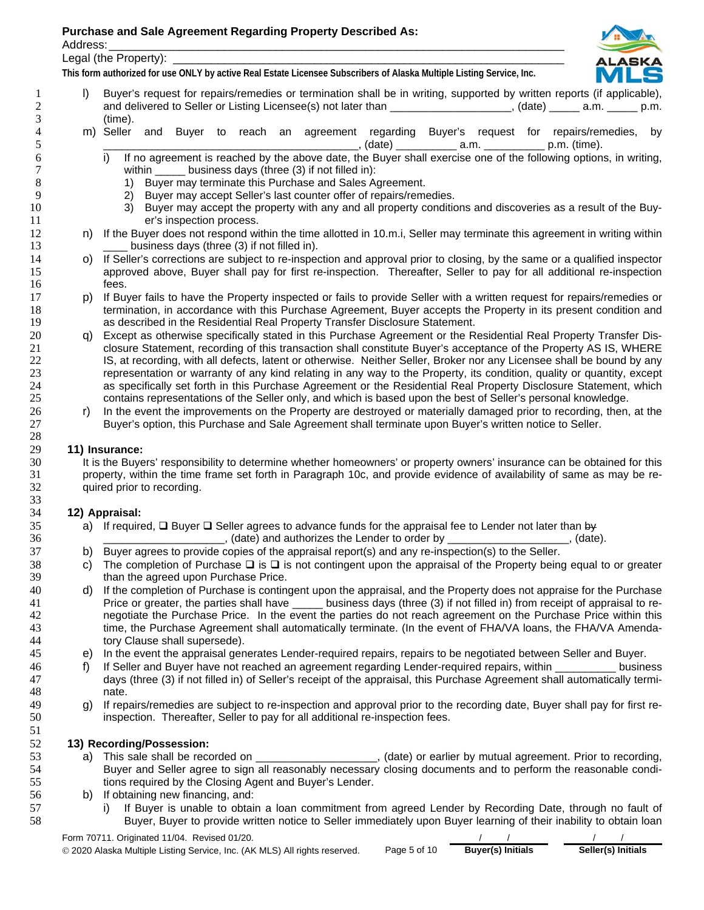**Purchase and Sale Agreement Regarding Property Described As:**
Address: ___________________________________________________________________________
Legal (the Property): ________________________________________________________________

**This form authorized for use ONLY by active Real Estate Licensee Subscribers of Alaska Multiple Listing Service, Inc.**

l) Buyer's request for repairs/remedies or termination shall be in writing, supported by written reports (if applicable), and delivered to Seller or Listing Licensee(s) not later than ___________________, (date) _____ a.m. _____ p.m. (time).

m) Seller and Buyer to reach an agreement regarding Buyer's request for repairs/remedies, by _________________________________________, (date) __________ a.m. __________ p.m. (time).

   i) If no agreement is reached by the above date, the Buyer shall exercise one of the following options, in writing, within _____ business days (three (3) if not filled in):
      1) Buyer may terminate this Purchase and Sales Agreement.
      2) Buyer may accept Seller's last counter offer of repairs/remedies.
      3) Buyer may accept the property with any and all property conditions and discoveries as a result of the Buyer's inspection process.

n) If the Buyer does not respond within the time allotted in 10.m.i, Seller may terminate this agreement in writing within ____ business days (three (3) if not filled in).

o) If Seller's corrections are subject to re-inspection and approval prior to closing, by the same or a qualified inspector approved above, Buyer shall pay for first re-inspection. Thereafter, Seller to pay for all additional re-inspection fees.

p) If Buyer fails to have the Property inspected or fails to provide Seller with a written request for repairs/remedies or termination, in accordance with this Purchase Agreement, Buyer accepts the Property in its present condition and as described in the Residential Real Property Transfer Disclosure Statement.

q) Except as otherwise specifically stated in this Purchase Agreement or the Residential Real Property Transfer Disclosure Statement, recording of this transaction shall constitute Buyer's acceptance of the Property AS IS, WHERE IS, at recording, with all defects, latent or otherwise. Neither Seller, Broker nor any Licensee shall be bound by any representation or warranty of any kind relating in any way to the Property, its condition, quality or quantity, except as specifically set forth in this Purchase Agreement or the Residential Real Property Disclosure Statement, which contains representations of the Seller only, and which is based upon the best of Seller's personal knowledge.

r) In the event the improvements on the Property are destroyed or materially damaged prior to recording, then, at the Buyer's option, this Purchase and Sale Agreement shall terminate upon Buyer's written notice to Seller.

**11) Insurance:**

It is the Buyers' responsibility to determine whether homeowners' or property owners' insurance can be obtained for this property, within the time frame set forth in Paragraph 10c, and provide evidence of availability of same as may be required prior to recording.

**12) Appraisal:**

a) If required, ❑ Buyer ❑ Seller agrees to advance funds for the appraisal fee to Lender not later than ~~by~~ ___________________, (date) and authorizes the Lender to order by ___________________, (date).

b) Buyer agrees to provide copies of the appraisal report(s) and any re-inspection(s) to the Seller.

c) The completion of Purchase ❑ is ❑ is not contingent upon the appraisal of the Property being equal to or greater than the agreed upon Purchase Price.

d) If the completion of Purchase is contingent upon the appraisal, and the Property does not appraise for the Purchase Price or greater, the parties shall have _____ business days (three (3) if not filled in) from receipt of appraisal to re-negotiate the Purchase Price. In the event the parties do not reach agreement on the Purchase Price within this time, the Purchase Agreement shall automatically terminate. (In the event of FHA/VA loans, the FHA/VA Amendatory Clause shall supersede).

e) In the event the appraisal generates Lender-required repairs, repairs to be negotiated between Seller and Buyer.

f) If Seller and Buyer have not reached an agreement regarding Lender-required repairs, within __________ business days (three (3) if not filled in) of Seller's receipt of the appraisal, this Purchase Agreement shall automatically terminate.

g) If repairs/remedies are subject to re-inspection and approval prior to the recording date, Buyer shall pay for first re-inspection. Thereafter, Seller to pay for all additional re-inspection fees.

**13) Recording/Possession:**

a) This sale shall be recorded on ___________________, (date) or earlier by mutual agreement. Prior to recording, Buyer and Seller agree to sign all reasonably necessary closing documents and to perform the reasonable conditions required by the Closing Agent and Buyer's Lender.

b) If obtaining new financing, and:

   i) If Buyer is unable to obtain a loan commitment from agreed Lender by Recording Date, through no fault of Buyer, Buyer to provide written notice to Seller immediately upon Buyer learning of their inability to obtain loan

Form 70711. Originated 11/04. Revised 01/20.
© 2020 Alaska Multiple Listing Service, Inc. (AK MLS) All rights reserved.

___/___/___ **Buyer(s) Initials** ___/___/___ **Seller(s) Initials**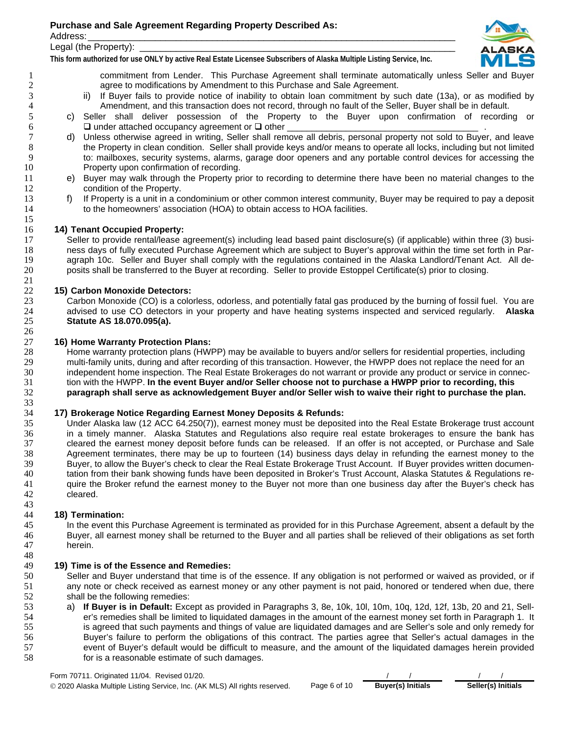commitment from Lender. This Purchase Agreement shall terminate automatically unless Seller and Buyer agree to modifications by Amendment to this Purchase and Sale Agreement.

ii) If Buyer fails to provide notice of inability to obtain loan commitment by such date (13a), or as modified by Amendment, and this transaction does not record, through no fault of the Seller, Buyer shall be in default.

c) Seller shall deliver possession of the Property to the Buyer upon confirmation of recording or ❑ under attached occupancy agreement or ❑ other ______________________________________ .

d) Unless otherwise agreed in writing, Seller shall remove all debris, personal property not sold to Buyer, and leave the Property in clean condition. Seller shall provide keys and/or means to operate all locks, including but not limited to: mailboxes, security systems, alarms, garage door openers and any portable control devices for accessing the Property upon confirmation of recording.

e) Buyer may walk through the Property prior to recording to determine there have been no material changes to the condition of the Property.

f) If Property is a unit in a condominium or other common interest community, Buyer may be required to pay a deposit to the homeowners' association (HOA) to obtain access to HOA facilities.

**14) Tenant Occupied Property:**

Seller to provide rental/lease agreement(s) including lead based paint disclosure(s) (if applicable) within three (3) business days of fully executed Purchase Agreement which are subject to Buyer's approval within the time set forth in Paragraph 10c. Seller and Buyer shall comply with the regulations contained in the Alaska Landlord/Tenant Act. All deposits shall be transferred to the Buyer at recording. Seller to provide Estoppel Certificate(s) prior to closing.

**15) Carbon Monoxide Detectors:**

Carbon Monoxide (CO) is a colorless, odorless, and potentially fatal gas produced by the burning of fossil fuel. You are advised to use CO detectors in your property and have heating systems inspected and serviced regularly. **Alaska Statute AS 18.070.095(a).**

**16) Home Warranty Protection Plans:**

Home warranty protection plans (HWPP) may be available to buyers and/or sellers for residential properties, including multi-family units, during and after recording of this transaction. However, the HWPP does not replace the need for an independent home inspection. The Real Estate Brokerages do not warrant or provide any product or service in connection with the HWPP. **In the event Buyer and/or Seller choose not to purchase a HWPP prior to recording, this paragraph shall serve as acknowledgement Buyer and/or Seller wish to waive their right to purchase the plan.**

**17) Brokerage Notice Regarding Earnest Money Deposits & Refunds:**

Under Alaska law (12 ACC 64.250(7)), earnest money must be deposited into the Real Estate Brokerage trust account in a timely manner. Alaska Statutes and Regulations also require real estate brokerages to ensure the bank has cleared the earnest money deposit before funds can be released. If an offer is not accepted, or Purchase and Sale Agreement terminates, there may be up to fourteen (14) business days delay in refunding the earnest money to the Buyer, to allow the Buyer's check to clear the Real Estate Brokerage Trust Account. If Buyer provides written documentation from their bank showing funds have been deposited in Broker's Trust Account, Alaska Statutes & Regulations require the Broker refund the earnest money to the Buyer not more than one business day after the Buyer's check has cleared.

**18) Termination:**

In the event this Purchase Agreement is terminated as provided for in this Purchase Agreement, absent a default by the Buyer, all earnest money shall be returned to the Buyer and all parties shall be relieved of their obligations as set forth herein.

**19) Time is of the Essence and Remedies:**

Seller and Buyer understand that time is of the essence. If any obligation is not performed or waived as provided, or if any note or check received as earnest money or any other payment is not paid, honored or tendered when due, there shall be the following remedies:

a) **If Buyer is in Default:** Except as provided in Paragraphs 3, 8e, 10k, 10l, 10m, 10q, 12d, 12f, 13b, 20 and 21, Seller's remedies shall be limited to liquidated damages in the amount of the earnest money set forth in Paragraph 1. It is agreed that such payments and things of value are liquidated damages and are Seller's sole and only remedy for Buyer's failure to perform the obligations of this contract. The parties agree that Seller's actual damages in the event of Buyer's default would be difficult to measure, and the amount of the liquidated damages herein provided for is a reasonable estimate of such damages.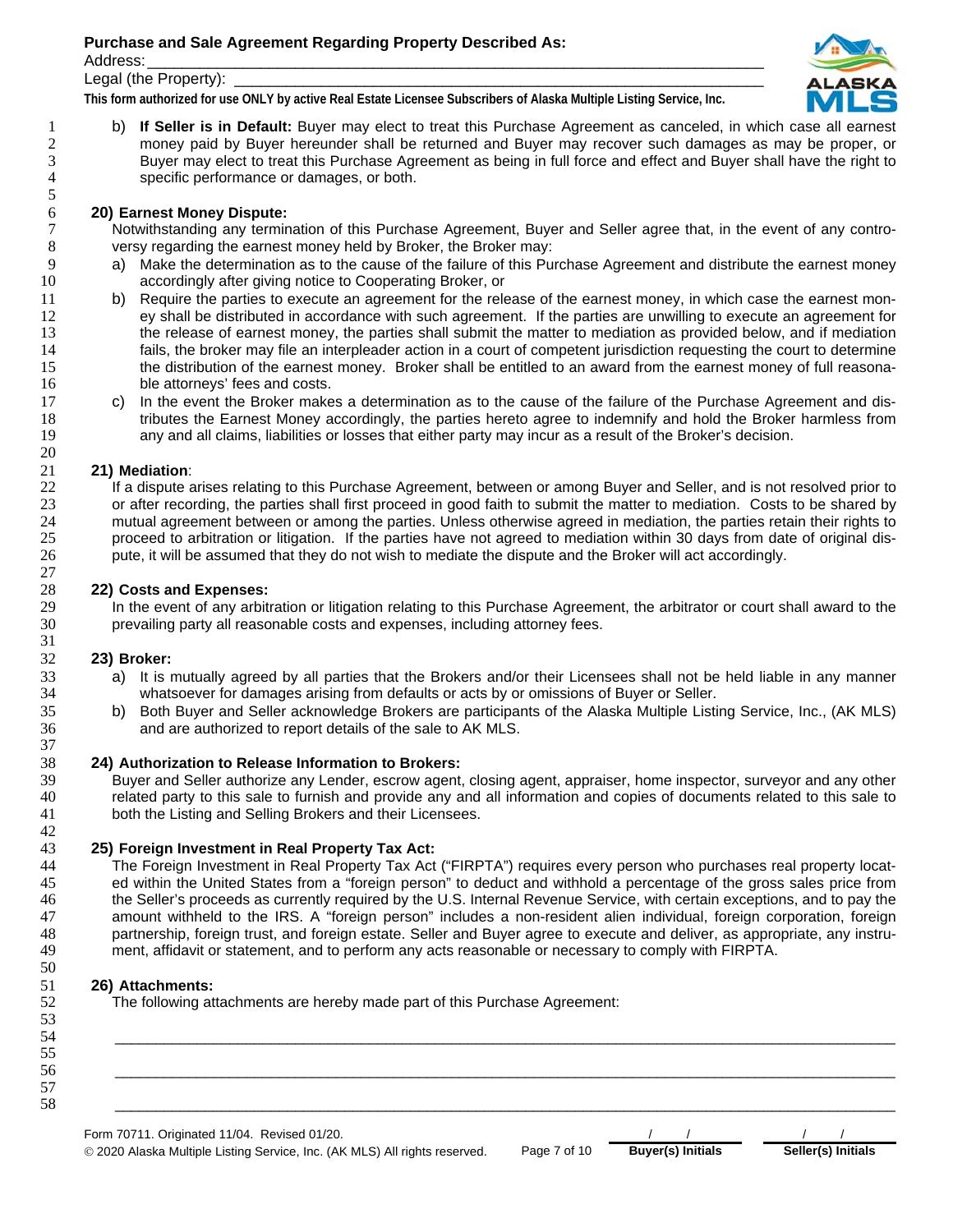b) **If Seller is in Default:** Buyer may elect to treat this Purchase Agreement as canceled, in which case all earnest money paid by Buyer hereunder shall be returned and Buyer may recover such damages as may be proper, or Buyer may elect to treat this Purchase Agreement as being in full force and effect and Buyer shall have the right to specific performance or damages, or both.

**20) Earnest Money Dispute:**

Notwithstanding any termination of this Purchase Agreement, Buyer and Seller agree that, in the event of any controversy regarding the earnest money held by Broker, the Broker may:

a) Make the determination as to the cause of the failure of this Purchase Agreement and distribute the earnest money accordingly after giving notice to Cooperating Broker, or

b) Require the parties to execute an agreement for the release of the earnest money, in which case the earnest money shall be distributed in accordance with such agreement. If the parties are unwilling to execute an agreement for the release of earnest money, the parties shall submit the matter to mediation as provided below, and if mediation fails, the broker may file an interpleader action in a court of competent jurisdiction requesting the court to determine the distribution of the earnest money. Broker shall be entitled to an award from the earnest money of full reasonable attorneys' fees and costs.

c) In the event the Broker makes a determination as to the cause of the failure of the Purchase Agreement and distributes the Earnest Money accordingly, the parties hereto agree to indemnify and hold the Broker harmless from any and all claims, liabilities or losses that either party may incur as a result of the Broker's decision.

**21) Mediation**:

If a dispute arises relating to this Purchase Agreement, between or among Buyer and Seller, and is not resolved prior to or after recording, the parties shall first proceed in good faith to submit the matter to mediation. Costs to be shared by mutual agreement between or among the parties. Unless otherwise agreed in mediation, the parties retain their rights to proceed to arbitration or litigation. If the parties have not agreed to mediation within 30 days from date of original dispute, it will be assumed that they do not wish to mediate the dispute and the Broker will act accordingly.

**22) Costs and Expenses:**

In the event of any arbitration or litigation relating to this Purchase Agreement, the arbitrator or court shall award to the prevailing party all reasonable costs and expenses, including attorney fees.

**23) Broker:**

a) It is mutually agreed by all parties that the Brokers and/or their Licensees shall not be held liable in any manner whatsoever for damages arising from defaults or acts by or omissions of Buyer or Seller.

b) Both Buyer and Seller acknowledge Brokers are participants of the Alaska Multiple Listing Service, Inc., (AK MLS) and are authorized to report details of the sale to AK MLS.

**24) Authorization to Release Information to Brokers:**

Buyer and Seller authorize any Lender, escrow agent, closing agent, appraiser, home inspector, surveyor and any other related party to this sale to furnish and provide any and all information and copies of documents related to this sale to both the Listing and Selling Brokers and their Licensees.

**25) Foreign Investment in Real Property Tax Act:**

The Foreign Investment in Real Property Tax Act ("FIRPTA") requires every person who purchases real property located within the United States from a "foreign person" to deduct and withhold a percentage of the gross sales price from the Seller's proceeds as currently required by the U.S. Internal Revenue Service, with certain exceptions, and to pay the amount withheld to the IRS. A "foreign person" includes a non-resident alien individual, foreign corporation, foreign partnership, foreign trust, and foreign estate. Seller and Buyer agree to execute and deliver, as appropriate, any instrument, affidavit or statement, and to perform any acts reasonable or necessary to comply with FIRPTA.

**26) Attachments:**

The following attachments are hereby made part of this Purchase Agreement:

______________________________________________________________________________

______________________________________________________________________________

______________________________________________________________________________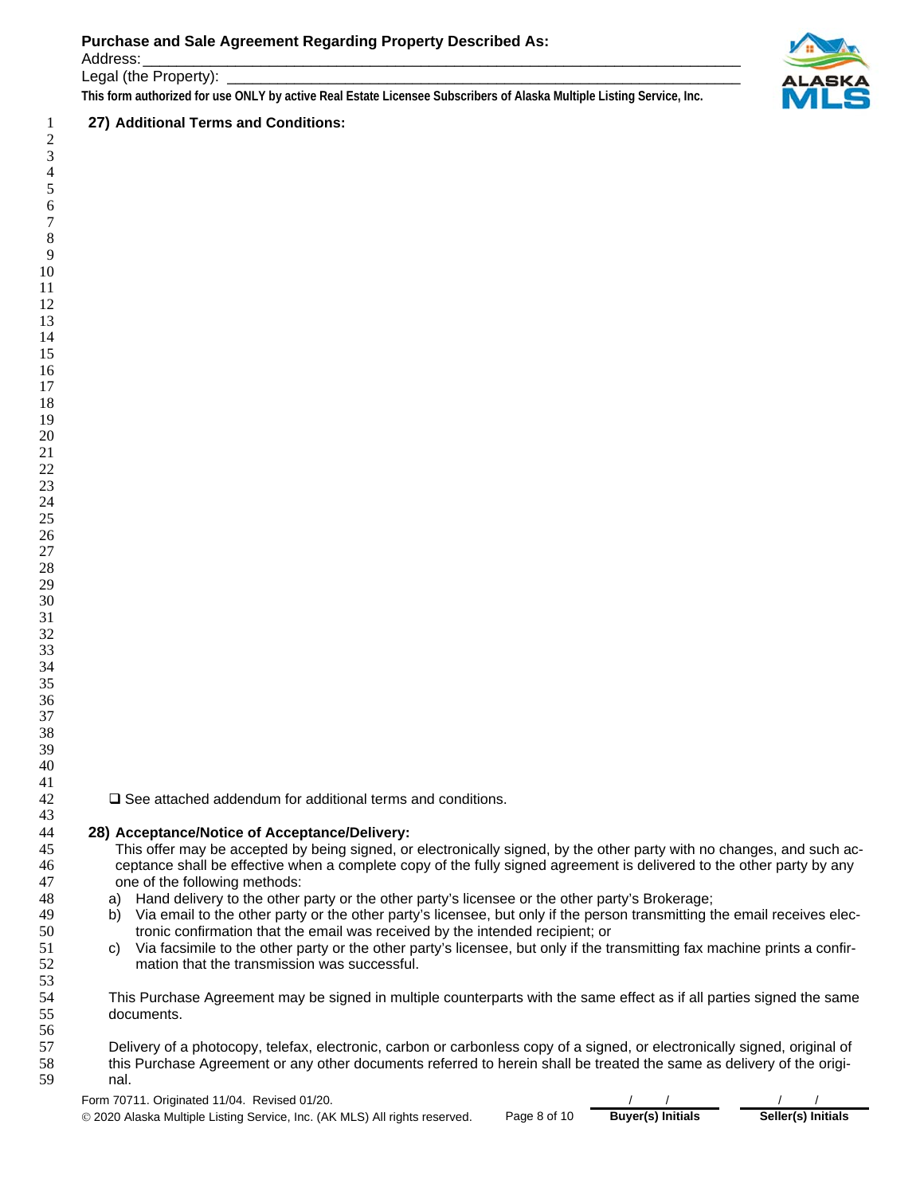**Purchase and Sale Agreement Regarding Property Described As:**

Address: ___________________________________________________________________________

Legal (the Property): _____________________________________________________________________

**This form authorized for use ONLY by active Real Estate Licensee Subscribers of Alaska Multiple Listing Service, Inc.**

## 27) Additional Terms and Conditions:

❑ See attached addendum for additional terms and conditions.

## 28) Acceptance/Notice of Acceptance/Delivery:

This offer may be accepted by being signed, or electronically signed, by the other party with no changes, and such acceptance shall be effective when a complete copy of the fully signed agreement is delivered to the other party by any one of the following methods:

a) Hand delivery to the other party or the other party's licensee or the other party's Brokerage;
b) Via email to the other party or the other party's licensee, but only if the person transmitting the email receives electronic confirmation that the email was received by the intended recipient; or
c) Via facsimile to the other party or the other party's licensee, but only if the transmitting fax machine prints a confirmation that the transmission was successful.

This Purchase Agreement may be signed in multiple counterparts with the same effect as if all parties signed the same documents.

Delivery of a photocopy, telefax, electronic, carbon or carbonless copy of a signed, or electronically signed, original of this Purchase Agreement or any other documents referred to herein shall be treated the same as delivery of the original.

Form 70711. Originated 11/04. Revised 01/20.
© 2020 Alaska Multiple Listing Service, Inc. (AK MLS) All rights reserved.

____/____/____ **Buyer(s) Initials**    ____/____/____ **Seller(s) Initials**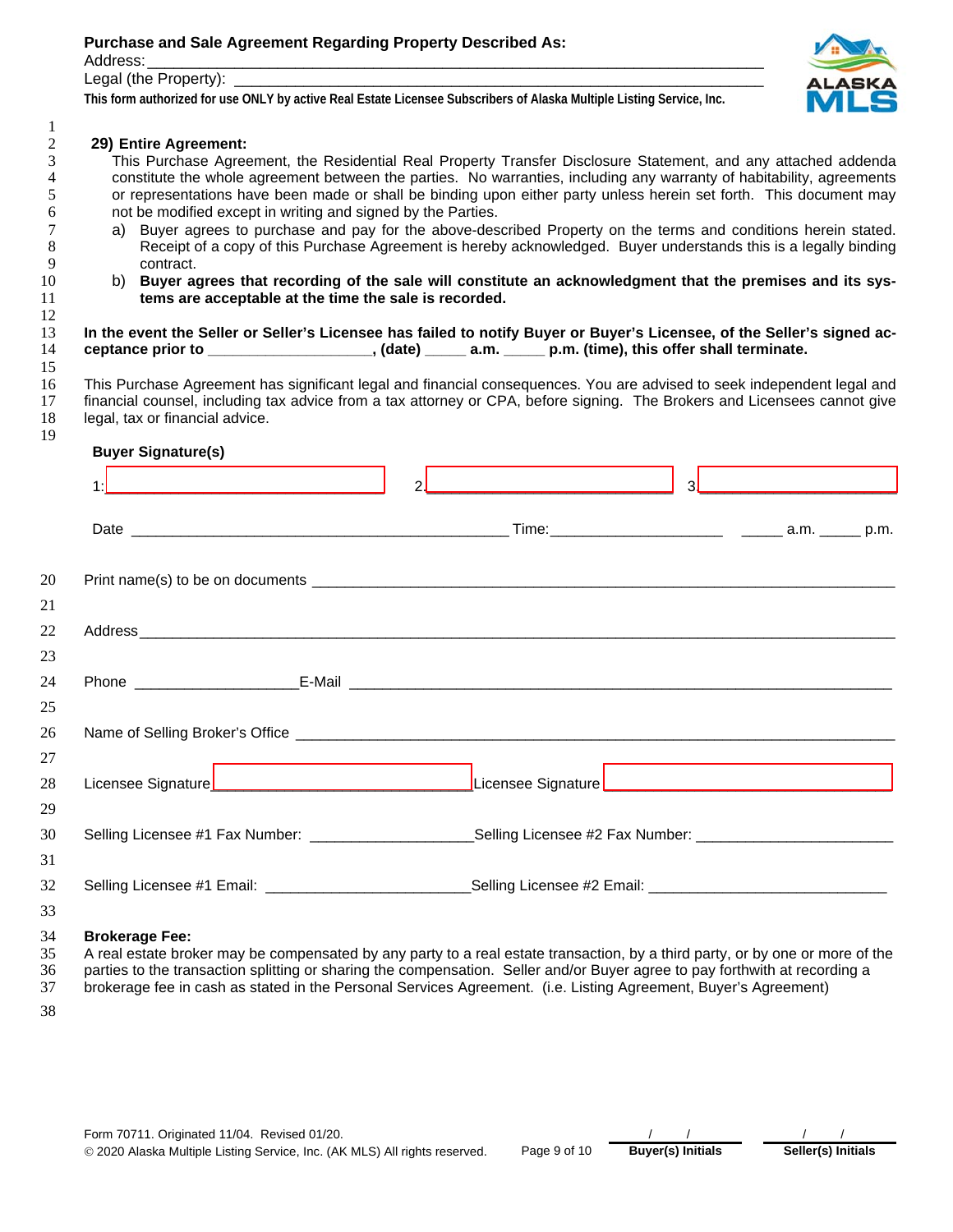**Purchase and Sale Agreement Regarding Property Described As:**

Address: ___________________________________________________________________________

Legal (the Property): ___________________________________________________________________

**This form authorized for use ONLY by active Real Estate Licensee Subscribers of Alaska Multiple Listing Service, Inc.**

**29) Entire Agreement:**

This Purchase Agreement, the Residential Real Property Transfer Disclosure Statement, and any attached addenda constitute the whole agreement between the parties. No warranties, including any warranty of habitability, agreements or representations have been made or shall be binding upon either party unless herein set forth. This document may not be modified except in writing and signed by the Parties.

a) Buyer agrees to purchase and pay for the above-described Property on the terms and conditions herein stated. Receipt of a copy of this Purchase Agreement is hereby acknowledged. Buyer understands this is a legally binding contract.

b) **Buyer agrees that recording of the sale will constitute an acknowledgment that the premises and its systems are acceptable at the time the sale is recorded.**

**In the event the Seller or Seller's Licensee has failed to notify Buyer or Buyer's Licensee, of the Seller's signed acceptance prior to ___________________, (date) _____ a.m. _____ p.m. (time), this offer shall terminate.**

This Purchase Agreement has significant legal and financial consequences. You are advised to seek independent legal and financial counsel, including tax advice from a tax attorney or CPA, before signing. The Brokers and Licensees cannot give legal, tax or financial advice.

**Buyer Signature(s)**

1: ______________________________ 2. ______________________________ 3. ______________________________

Date ______________________________________________ Time:____________________ _____ a.m. _____ p.m.

Print name(s) to be on documents ______________________________________________________________________

Address ______________________________________________________________________________________

Phone ___________________ E-Mail ________________________________________________________________

Name of Selling Broker's Office ____________________________________________________________________

Licensee Signature ______________________________ Licensee Signature ______________________________

Selling Licensee #1 Fax Number: ___________________ Selling Licensee #2 Fax Number: _______________________

Selling Licensee #1 Email: ________________________ Selling Licensee #2 Email: ____________________________

**Brokerage Fee:**

A real estate broker may be compensated by any party to a real estate transaction, by a third party, or by one or more of the parties to the transaction splitting or sharing the compensation. Seller and/or Buyer agree to pay forthwith at recording a brokerage fee in cash as stated in the Personal Services Agreement. (i.e. Listing Agreement, Buyer's Agreement)

Form 70711. Originated 11/04. Revised 01/20.
© 2020 Alaska Multiple Listing Service, Inc. (AK MLS) All rights reserved.

___/___/___ **Buyer(s) Initials** ___/___/___ **Seller(s) Initials**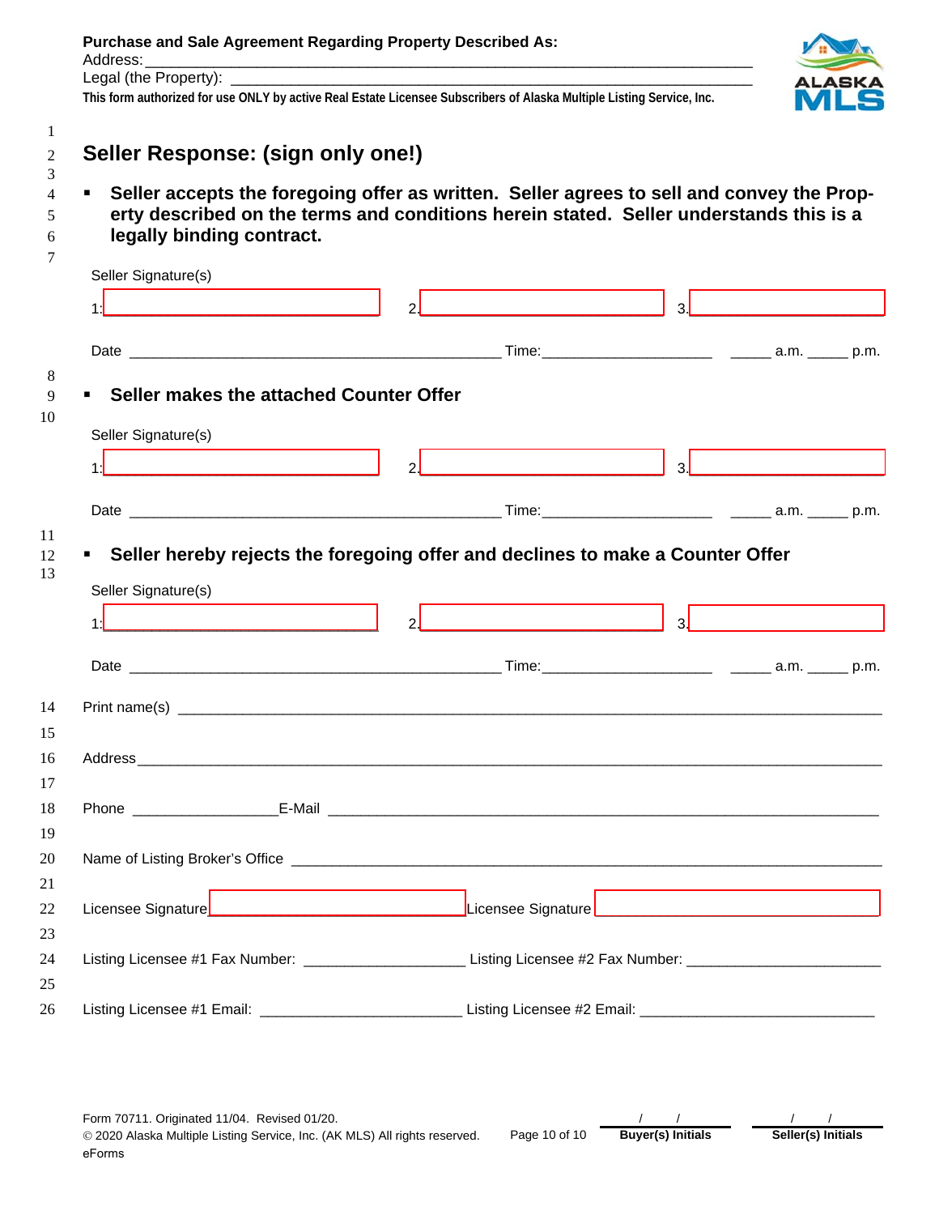**Purchase and Sale Agreement Regarding Property Described As:**
Address: ___________________________________________
Legal (the Property): ___________________________________________
**This form authorized for use ONLY by active Real Estate Licensee Subscribers of Alaska Multiple Listing Service, Inc.**

## Seller Response: (sign only one!)

- **Seller accepts the foregoing offer as written. Seller agrees to sell and convey the Property described on the terms and conditions herein stated. Seller understands this is a legally binding contract.**

Seller Signature(s)

1: ______________ 2. ______________ 3. ______________

Date ______________________ Time: ______________ _____ a.m. _____ p.m.

- **Seller makes the attached Counter Offer**

Seller Signature(s)

1: ______________ 2. ______________ 3. ______________

Date ______________________ Time: ______________ _____ a.m. _____ p.m.

- **Seller hereby rejects the foregoing offer and declines to make a Counter Offer**

Seller Signature(s)

1: ______________ 2. ______________ 3. ______________

Date ______________________ Time: ______________ _____ a.m. _____ p.m.

Print name(s) ___________________________________________

Address ___________________________________________

Phone _________________ E-Mail ___________________________________________

Name of Listing Broker's Office ___________________________________________

Licensee Signature ______________ Licensee Signature ______________

Listing Licensee #1 Fax Number: ______________ Listing Licensee #2 Fax Number: ______________

Listing Licensee #1 Email: ______________ Listing Licensee #2 Email: ______________

Form 70711. Originated 11/04. Revised 01/20.
© 2020 Alaska Multiple Listing Service, Inc. (AK MLS) All rights reserved.
eForms

___/___/___ **Buyer(s) Initials** ___/___/___ **Seller(s) Initials**